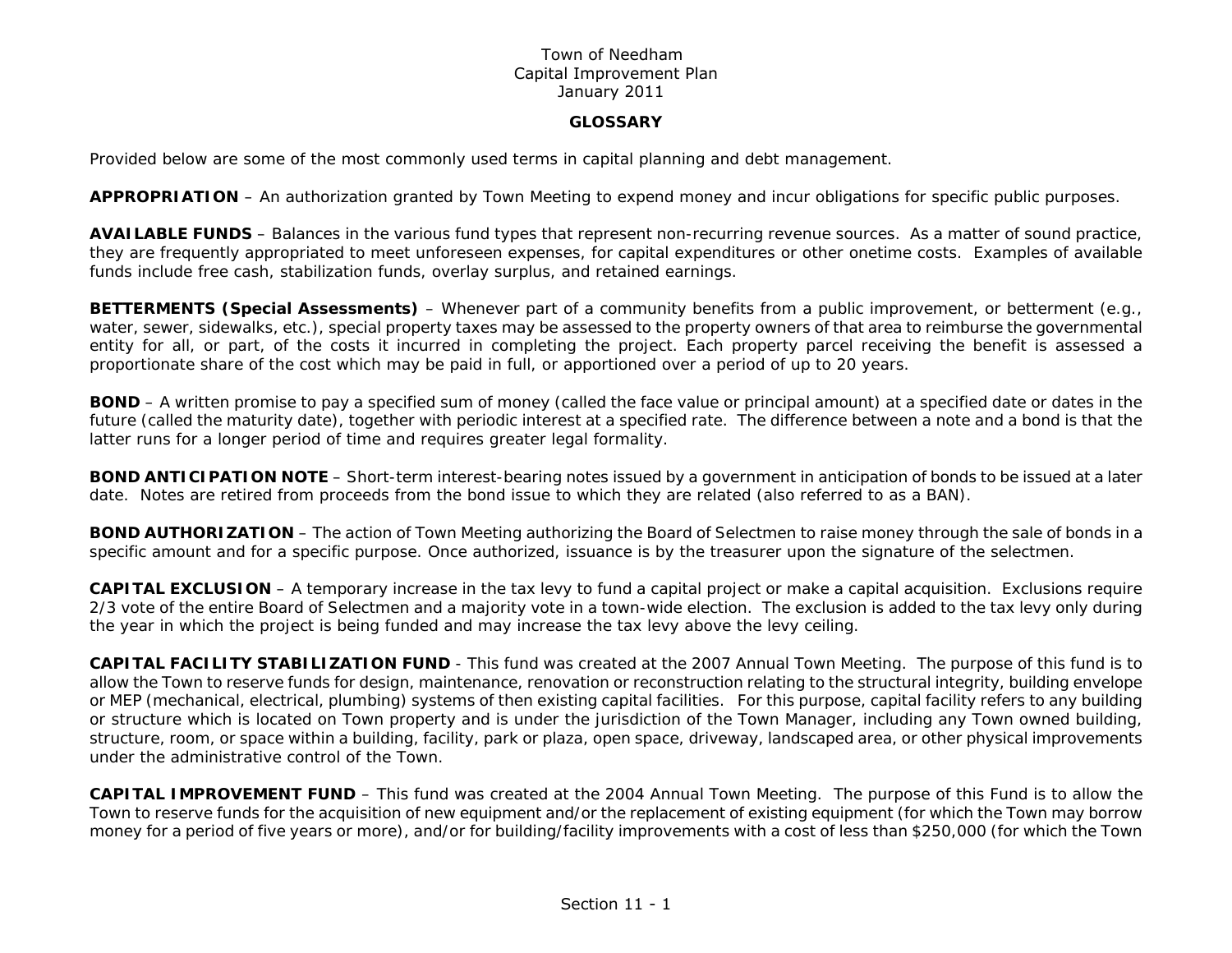Town of Needham
Capital Improvement Plan
January 2011

## GLOSSARY

Provided below are some of the most commonly used terms in capital planning and debt management.

**APPROPRIATION** – An authorization granted by Town Meeting to expend money and incur obligations for specific public purposes.

**AVAILABLE FUNDS** – Balances in the various fund types that represent non-recurring revenue sources. As a matter of sound practice, they are frequently appropriated to meet unforeseen expenses, for capital expenditures or other onetime costs. Examples of available funds include free cash, stabilization funds, overlay surplus, and retained earnings.

**BETTERMENTS (Special Assessments)** – Whenever part of a community benefits from a public improvement, or betterment (e.g., water, sewer, sidewalks, etc.), special property taxes may be assessed to the property owners of that area to reimburse the governmental entity for all, or part, of the costs it incurred in completing the project. Each property parcel receiving the benefit is assessed a proportionate share of the cost which may be paid in full, or apportioned over a period of up to 20 years.

**BOND** – A written promise to pay a specified sum of money (called the face value or principal amount) at a specified date or dates in the future (called the maturity date), together with periodic interest at a specified rate. The difference between a note and a bond is that the latter runs for a longer period of time and requires greater legal formality.

**BOND ANTICIPATION NOTE** – Short-term interest-bearing notes issued by a government in anticipation of bonds to be issued at a later date. Notes are retired from proceeds from the bond issue to which they are related (also referred to as a BAN).

**BOND AUTHORIZATION** – The action of Town Meeting authorizing the Board of Selectmen to raise money through the sale of bonds in a specific amount and for a specific purpose. Once authorized, issuance is by the treasurer upon the signature of the selectmen.

**CAPITAL EXCLUSION** – A temporary increase in the tax levy to fund a capital project or make a capital acquisition. Exclusions require 2/3 vote of the entire Board of Selectmen and a majority vote in a town-wide election. The exclusion is added to the tax levy only during the year in which the project is being funded and may increase the tax levy above the levy ceiling.

**CAPITAL FACILITY STABILIZATION FUND** - This fund was created at the 2007 Annual Town Meeting. The purpose of this fund is to allow the Town to reserve funds for design, maintenance, renovation or reconstruction relating to the structural integrity, building envelope or MEP (mechanical, electrical, plumbing) systems of then existing capital facilities. For this purpose, capital facility refers to any building or structure which is located on Town property and is under the jurisdiction of the Town Manager, including any Town owned building, structure, room, or space within a building, facility, park or plaza, open space, driveway, landscaped area, or other physical improvements under the administrative control of the Town.

**CAPITAL IMPROVEMENT FUND** – This fund was created at the 2004 Annual Town Meeting. The purpose of this Fund is to allow the Town to reserve funds for the acquisition of new equipment and/or the replacement of existing equipment (for which the Town may borrow money for a period of five years or more), and/or for building/facility improvements with a cost of less than $250,000 (for which the Town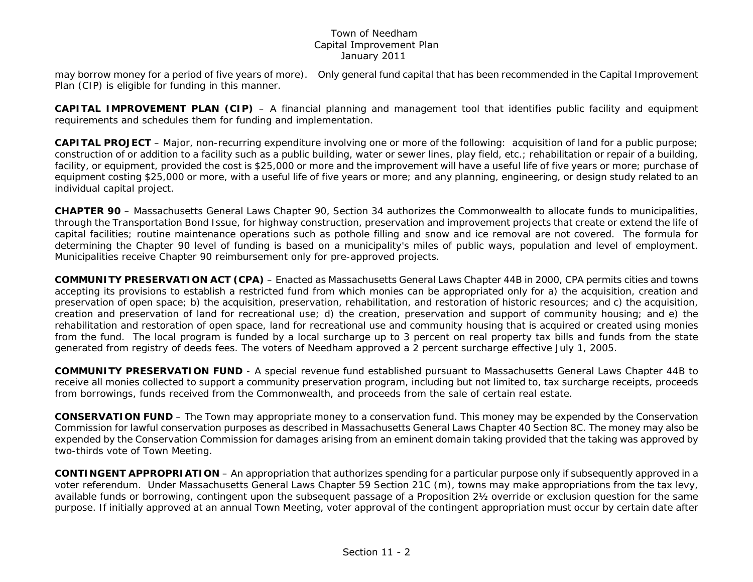may borrow money for a period of five years of more). Only general fund capital that has been recommended in the Capital Improvement Plan (CIP) is eligible for funding in this manner.

**CAPITAL IMPROVEMENT PLAN (CIP)** – A financial planning and management tool that identifies public facility and equipment requirements and schedules them for funding and implementation.

**CAPITAL PROJECT** – Major, non-recurring expenditure involving one or more of the following: acquisition of land for a public purpose; construction of or addition to a facility such as a public building, water or sewer lines, play field, etc.; rehabilitation or repair of a building, facility, or equipment, provided the cost is $25,000 or more and the improvement will have a useful life of five years or more; purchase of equipment costing $25,000 or more, with a useful life of five years or more; and any planning, engineering, or design study related to an individual capital project.

**CHAPTER 90** – Massachusetts General Laws Chapter 90, Section 34 authorizes the Commonwealth to allocate funds to municipalities, through the Transportation Bond Issue, for highway construction, preservation and improvement projects that create or extend the life of capital facilities; routine maintenance operations such as pothole filling and snow and ice removal are not covered. The formula for determining the Chapter 90 level of funding is based on a municipality's miles of public ways, population and level of employment. Municipalities receive Chapter 90 reimbursement only for pre-approved projects.

**COMMUNITY PRESERVATION ACT (CPA)** – Enacted as Massachusetts General Laws Chapter 44B in 2000, CPA permits cities and towns accepting its provisions to establish a restricted fund from which monies can be appropriated only for a) the acquisition, creation and preservation of open space; b) the acquisition, preservation, rehabilitation, and restoration of historic resources; and c) the acquisition, creation and preservation of land for recreational use; d) the creation, preservation and support of community housing; and e) the rehabilitation and restoration of open space, land for recreational use and community housing that is acquired or created using monies from the fund. The local program is funded by a local surcharge up to 3 percent on real property tax bills and funds from the state generated from registry of deeds fees. The voters of Needham approved a 2 percent surcharge effective July 1, 2005.

**COMMUNITY PRESERVATION FUND** - A special revenue fund established pursuant to Massachusetts General Laws Chapter 44B to receive all monies collected to support a community preservation program, including but not limited to, tax surcharge receipts, proceeds from borrowings, funds received from the Commonwealth, and proceeds from the sale of certain real estate.

**CONSERVATION FUND** – The Town may appropriate money to a conservation fund. This money may be expended by the Conservation Commission for lawful conservation purposes as described in Massachusetts General Laws Chapter 40 Section 8C. The money may also be expended by the Conservation Commission for damages arising from an eminent domain taking provided that the taking was approved by two-thirds vote of Town Meeting.

**CONTINGENT APPROPRIATION** – An appropriation that authorizes spending for a particular purpose only if subsequently approved in a voter referendum. Under Massachusetts General Laws Chapter 59 Section 21C (m), towns may make appropriations from the tax levy, available funds or borrowing, contingent upon the subsequent passage of a Proposition 2½ override or exclusion question for the same purpose. If initially approved at an annual Town Meeting, voter approval of the contingent appropriation must occur by certain date after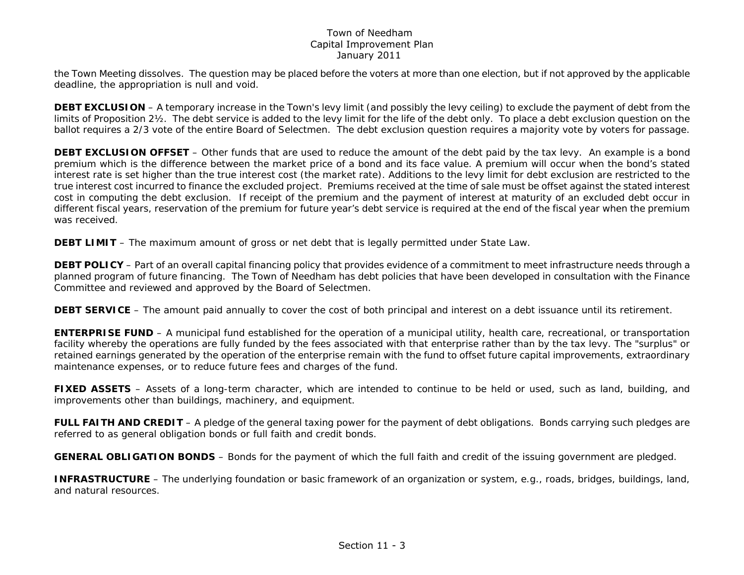the Town Meeting dissolves. The question may be placed before the voters at more than one election, but if not approved by the applicable deadline, the appropriation is null and void.

**DEBT EXCLUSION** – A temporary increase in the Town's levy limit (and possibly the levy ceiling) to exclude the payment of debt from the limits of Proposition 2½. The debt service is added to the levy limit for the life of the debt only. To place a debt exclusion question on the ballot requires a 2/3 vote of the entire Board of Selectmen. The debt exclusion question requires a majority vote by voters for passage.

**DEBT EXCLUSION OFFSET** – Other funds that are used to reduce the amount of the debt paid by the tax levy. An example is a bond premium which is the difference between the market price of a bond and its face value. A premium will occur when the bond's stated interest rate is set higher than the true interest cost (the market rate). Additions to the levy limit for debt exclusion are restricted to the true interest cost incurred to finance the excluded project. Premiums received at the time of sale must be offset against the stated interest cost in computing the debt exclusion. If receipt of the premium and the payment of interest at maturity of an excluded debt occur in different fiscal years, reservation of the premium for future year's debt service is required at the end of the fiscal year when the premium was received.

**DEBT LIMIT** – The maximum amount of gross or net debt that is legally permitted under State Law.

**DEBT POLICY** – Part of an overall capital financing policy that provides evidence of a commitment to meet infrastructure needs through a planned program of future financing. The Town of Needham has debt policies that have been developed in consultation with the Finance Committee and reviewed and approved by the Board of Selectmen.

**DEBT SERVICE** – The amount paid annually to cover the cost of both principal and interest on a debt issuance until its retirement.

**ENTERPRISE FUND** – A municipal fund established for the operation of a municipal utility, health care, recreational, or transportation facility whereby the operations are fully funded by the fees associated with that enterprise rather than by the tax levy. The "surplus" or retained earnings generated by the operation of the enterprise remain with the fund to offset future capital improvements, extraordinary maintenance expenses, or to reduce future fees and charges of the fund.

**FIXED ASSETS** – Assets of a long-term character, which are intended to continue to be held or used, such as land, building, and improvements other than buildings, machinery, and equipment.

**FULL FAITH AND CREDIT** – A pledge of the general taxing power for the payment of debt obligations. Bonds carrying such pledges are referred to as general obligation bonds or full faith and credit bonds.

**GENERAL OBLIGATION BONDS** – Bonds for the payment of which the full faith and credit of the issuing government are pledged.

**INFRASTRUCTURE** – The underlying foundation or basic framework of an organization or system, e.g., roads, bridges, buildings, land, and natural resources.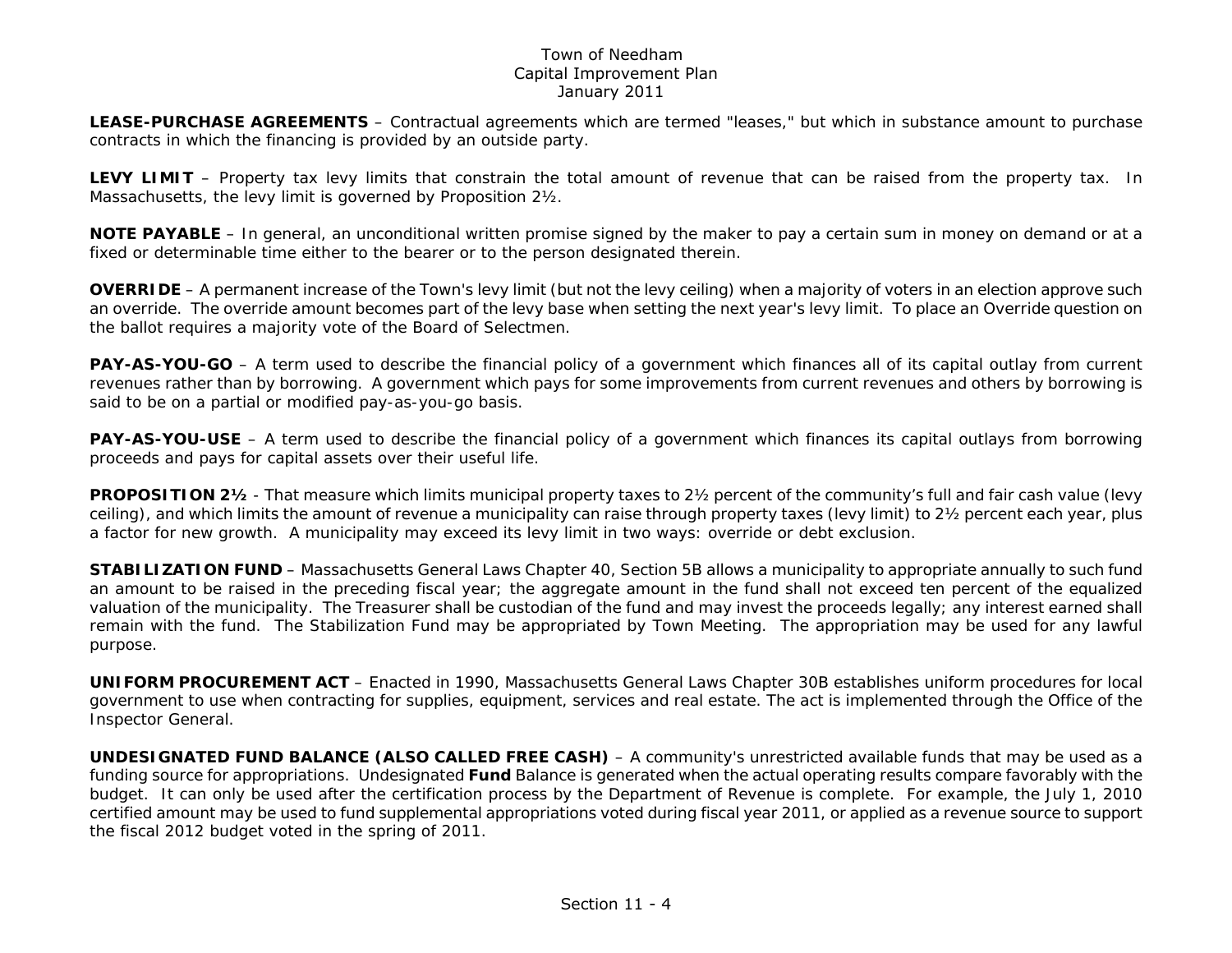**LEASE-PURCHASE AGREEMENTS** – Contractual agreements which are termed "leases," but which in substance amount to purchase contracts in which the financing is provided by an outside party.

**LEVY LIMIT** – Property tax levy limits that constrain the total amount of revenue that can be raised from the property tax. In Massachusetts, the levy limit is governed by Proposition 2½.

**NOTE PAYABLE** – In general, an unconditional written promise signed by the maker to pay a certain sum in money on demand or at a fixed or determinable time either to the bearer or to the person designated therein.

**OVERRIDE** – A permanent increase of the Town's levy limit (but not the levy ceiling) when a majority of voters in an election approve such an override. The override amount becomes part of the levy base when setting the next year's levy limit. To place an Override question on the ballot requires a majority vote of the Board of Selectmen.

**PAY-AS-YOU-GO** – A term used to describe the financial policy of a government which finances all of its capital outlay from current revenues rather than by borrowing. A government which pays for some improvements from current revenues and others by borrowing is said to be on a partial or modified pay-as-you-go basis.

**PAY-AS-YOU-USE** – A term used to describe the financial policy of a government which finances its capital outlays from borrowing proceeds and pays for capital assets over their useful life.

**PROPOSITION 2½** - That measure which limits municipal property taxes to 2½ percent of the community's full and fair cash value (levy ceiling), and which limits the amount of revenue a municipality can raise through property taxes (levy limit) to 2½ percent each year, plus a factor for new growth. A municipality may exceed its levy limit in two ways: override or debt exclusion.

**STABILIZATION FUND** – Massachusetts General Laws Chapter 40, Section 5B allows a municipality to appropriate annually to such fund an amount to be raised in the preceding fiscal year; the aggregate amount in the fund shall not exceed ten percent of the equalized valuation of the municipality. The Treasurer shall be custodian of the fund and may invest the proceeds legally; any interest earned shall remain with the fund. The Stabilization Fund may be appropriated by Town Meeting. The appropriation may be used for any lawful purpose.

**UNIFORM PROCUREMENT ACT** – Enacted in 1990, Massachusetts General Laws Chapter 30B establishes uniform procedures for local government to use when contracting for supplies, equipment, services and real estate. The act is implemented through the Office of the Inspector General.

**UNDESIGNATED FUND BALANCE (ALSO CALLED FREE CASH)** – A community's unrestricted available funds that may be used as a funding source for appropriations. Undesignated **Fund** Balance is generated when the actual operating results compare favorably with the budget. It can only be used after the certification process by the Department of Revenue is complete. For example, the July 1, 2010 certified amount may be used to fund supplemental appropriations voted during fiscal year 2011, or applied as a revenue source to support the fiscal 2012 budget voted in the spring of 2011.